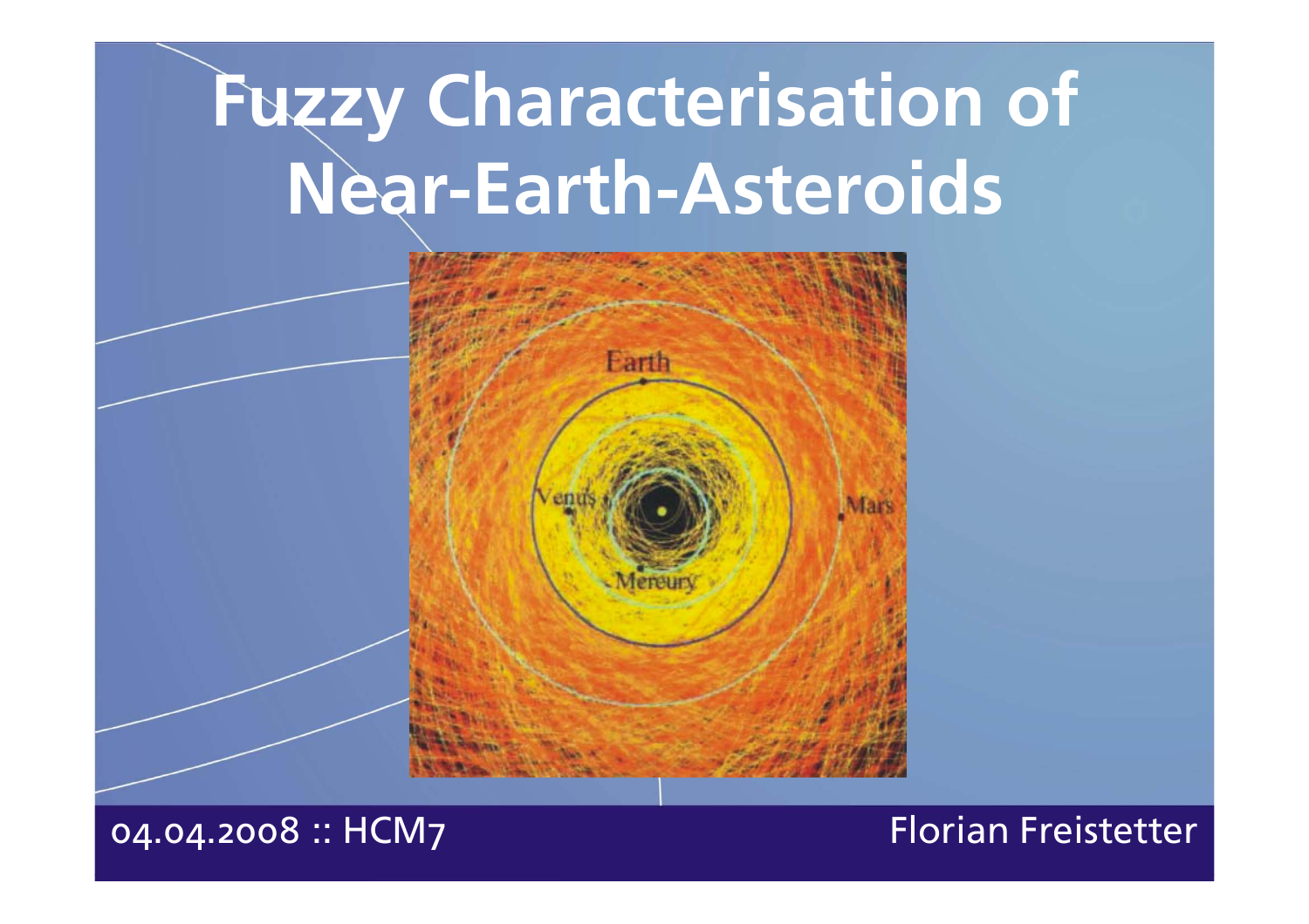# Fuzzy Characterisation of Near-Earth-Asteroids

04.04.2008 :: HCM7

Florian Freistetter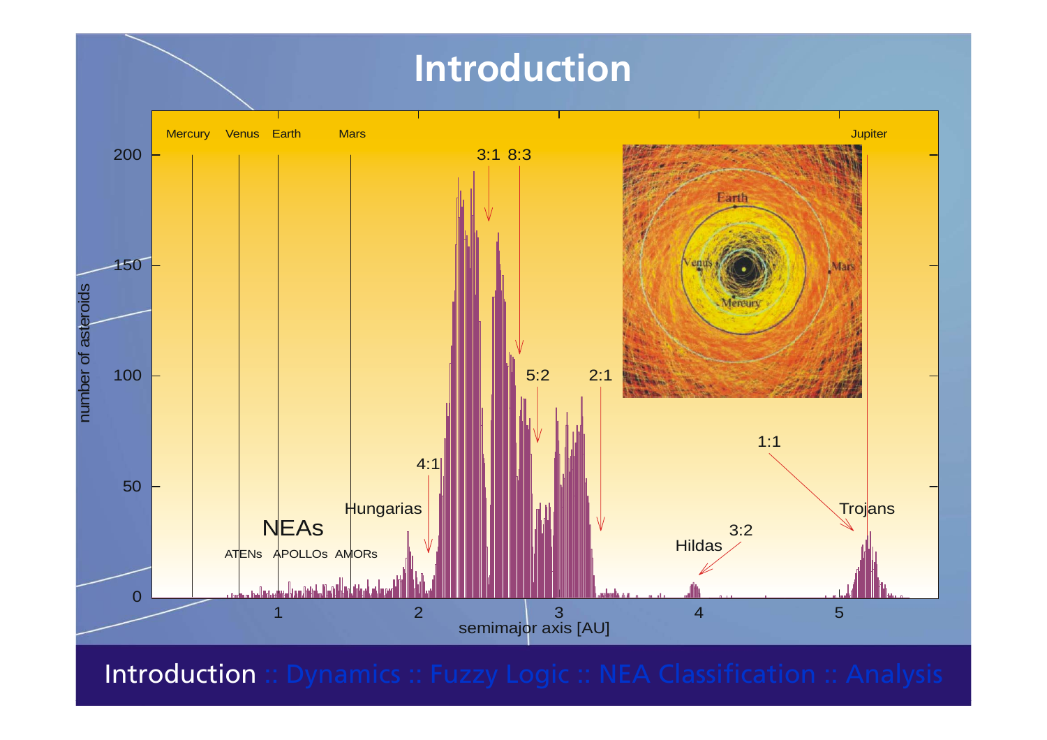# Introduction

number of asteroids

semimajor axis [AU]

Mercury Venus Earth Mars Jupiter

3:1 8:3 5:2 2:1 4:1 1:1 3:2

NEAs ATENs APOLLOs AMORs Hungarias Hildas Trojans

Introduction :: Dynamics :: Fuzzy Logic :: NEA Classification :: Analysis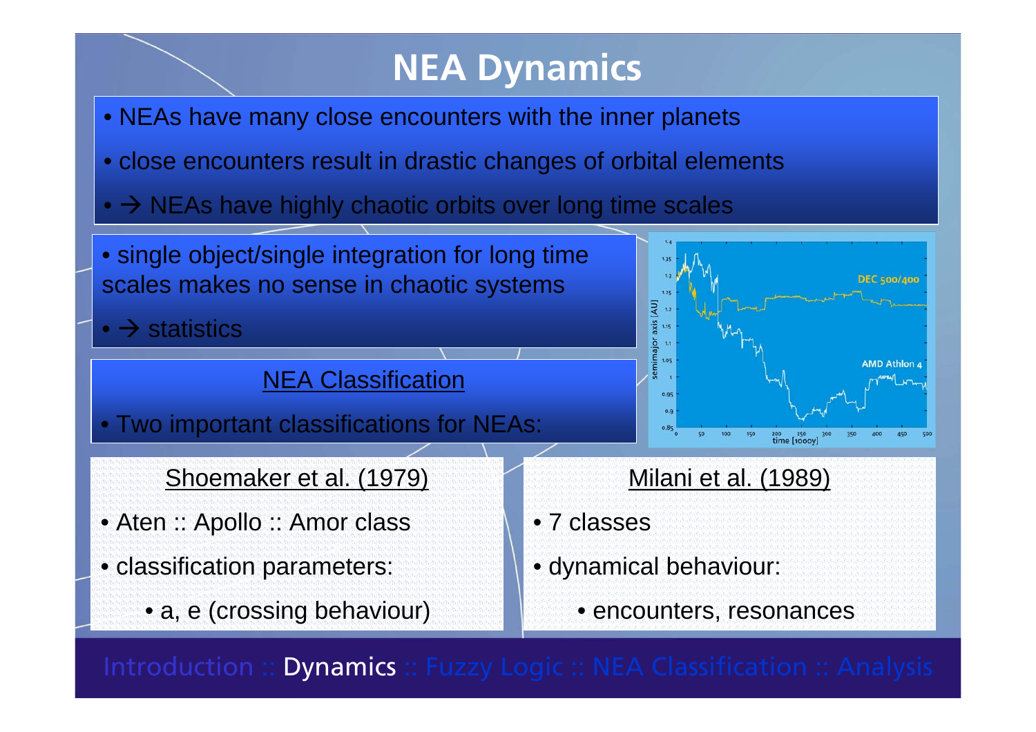# NEA Dynamics

- NEAs have many close encounters with the inner planets
- close encounters result in drastic changes of orbital elements
- → NEAs have highly chaotic orbits over long time scales

- single object/single integration for long time scales makes no sense in chaotic systems
- → statistics

## NEA Classification

- Two important classifications for NEAs:

### Shoemaker et al. (1979)

- Aten :: Apollo :: Amor class
- classification parameters:
  - a, e (crossing behaviour)

### Milani et al. (1989)

- 7 classes
- dynamical behaviour:
  - encounters, resonances

Introduction :: Dynamics :: Fuzzy Logic :: NEA Classification :: Analysis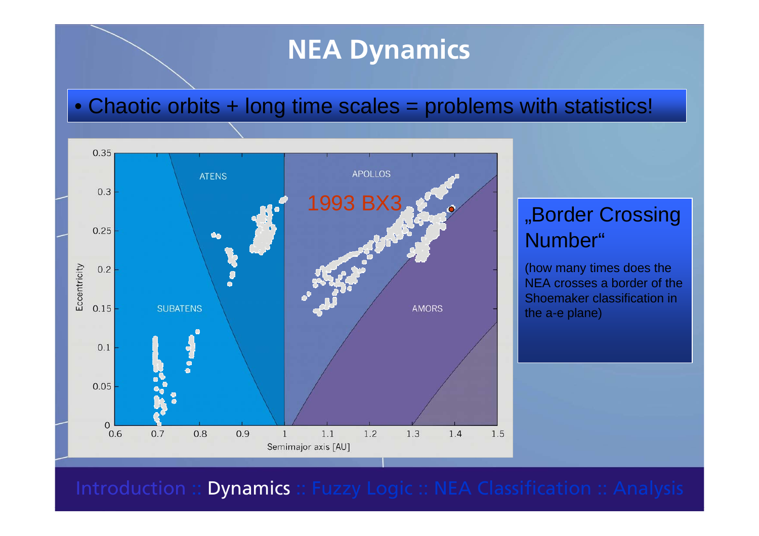# NEA Dynamics

- Chaotic orbits + long time scales = problems with statistics!

„Border Crossing Number"

(how many times does the NEA crosses a border of the Shoemaker classification in the a-e plane)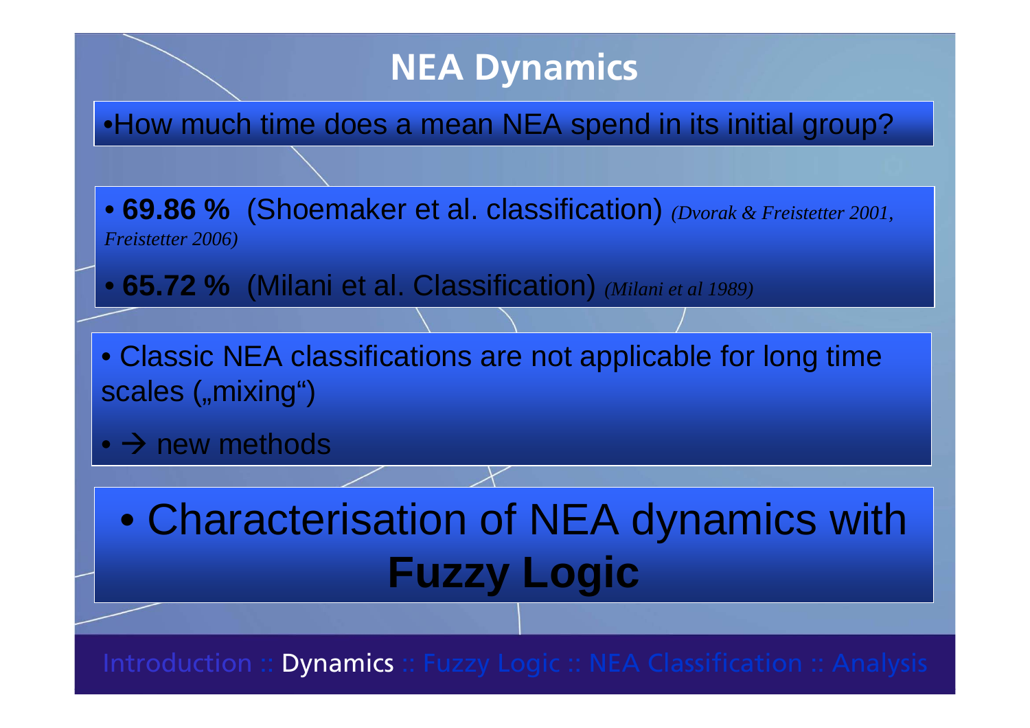# NEA Dynamics

- How much time does a mean NEA spend in its initial group?

- **69.86 %** (Shoemaker et al. classification) *(Dvorak & Freistetter 2001, Freistetter 2006)*
- **65.72 %** (Milani et al. Classification) *(Milani et al 1989)*

- Classic NEA classifications are not applicable for long time scales („mixing“)
- → new methods

- Characterisation of NEA dynamics with **Fuzzy Logic**

Introduction :: Dynamics :: Fuzzy Logic :: NEA Classification :: Analysis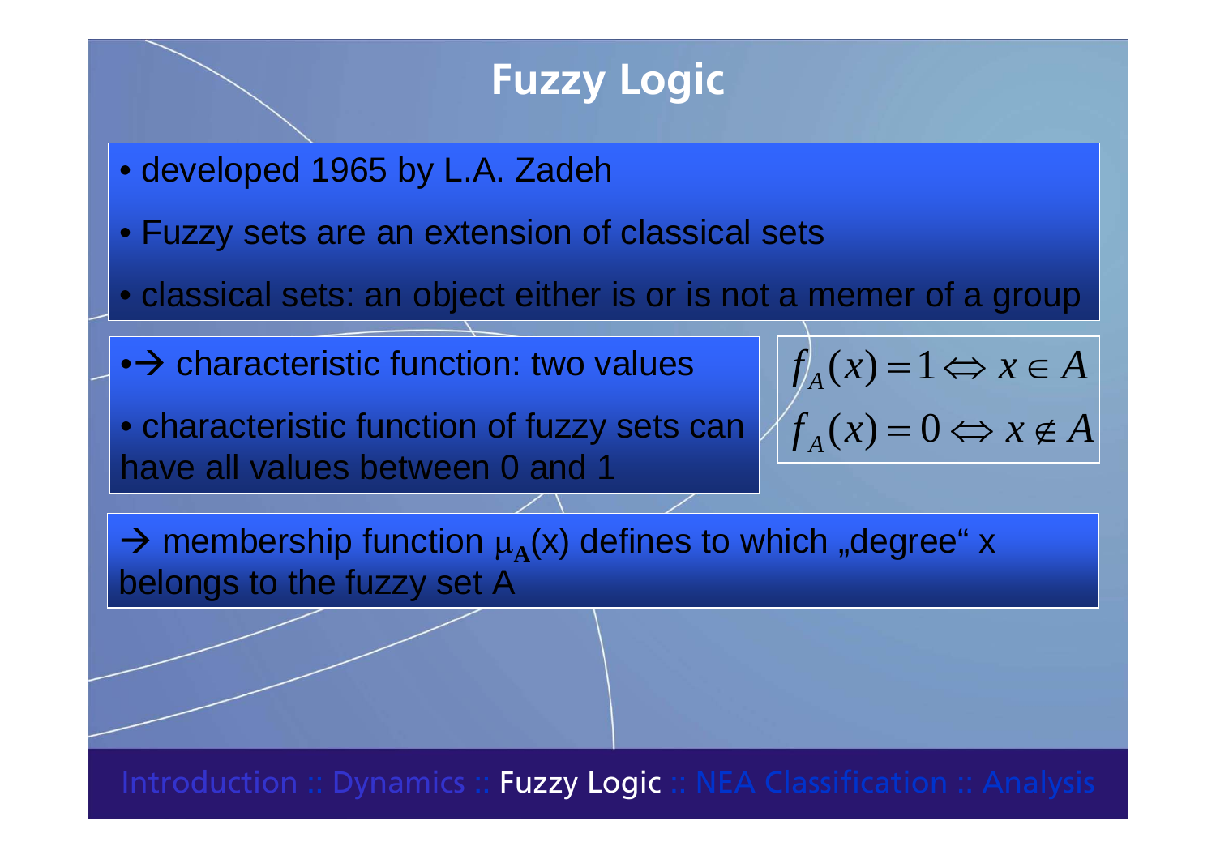# Fuzzy Logic

- developed 1965 by L.A. Zadeh
- Fuzzy sets are an extension of classical sets
- classical sets: an object either is or is not a memer of a group

- → characteristic function: two values
- characteristic function of fuzzy sets can have all values between 0 and 1

$$f_A(x) = 1 \Leftrightarrow x \in A$$
$$f_A(x) = 0 \Leftrightarrow x \notin A$$

→ membership function $\mu_{\mathbf{A}}(x)$ defines to which „degree“ x belongs to the fuzzy set A

Introduction :: Dynamics :: Fuzzy Logic :: NEA Classification :: Analysis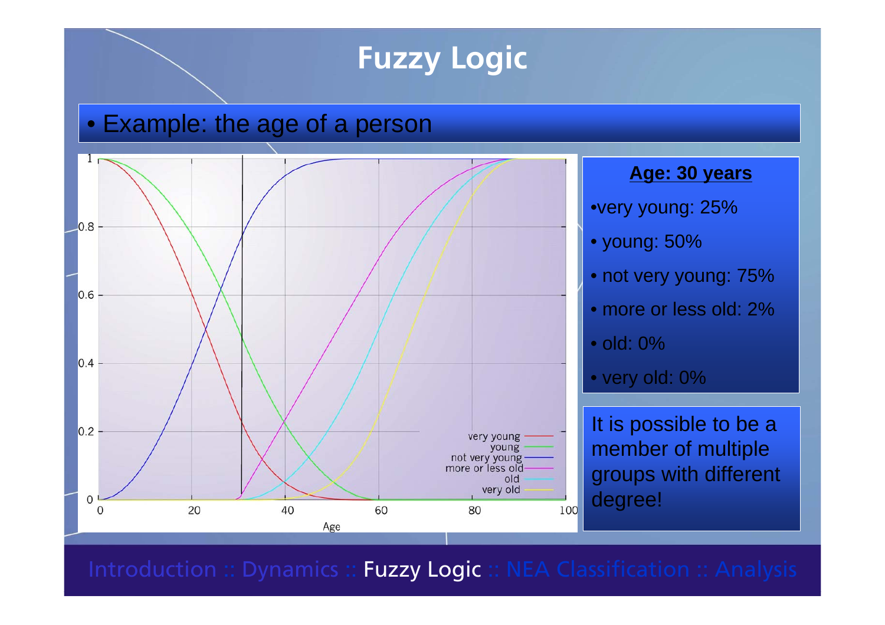# Fuzzy Logic

- Example: the age of a person

**Age: 30 years**

- very young: 25%
- young: 50%
- not very young: 75%
- more or less old: 2%
- old: 0%
- very old: 0%

It is possible to be a member of multiple groups with different degree!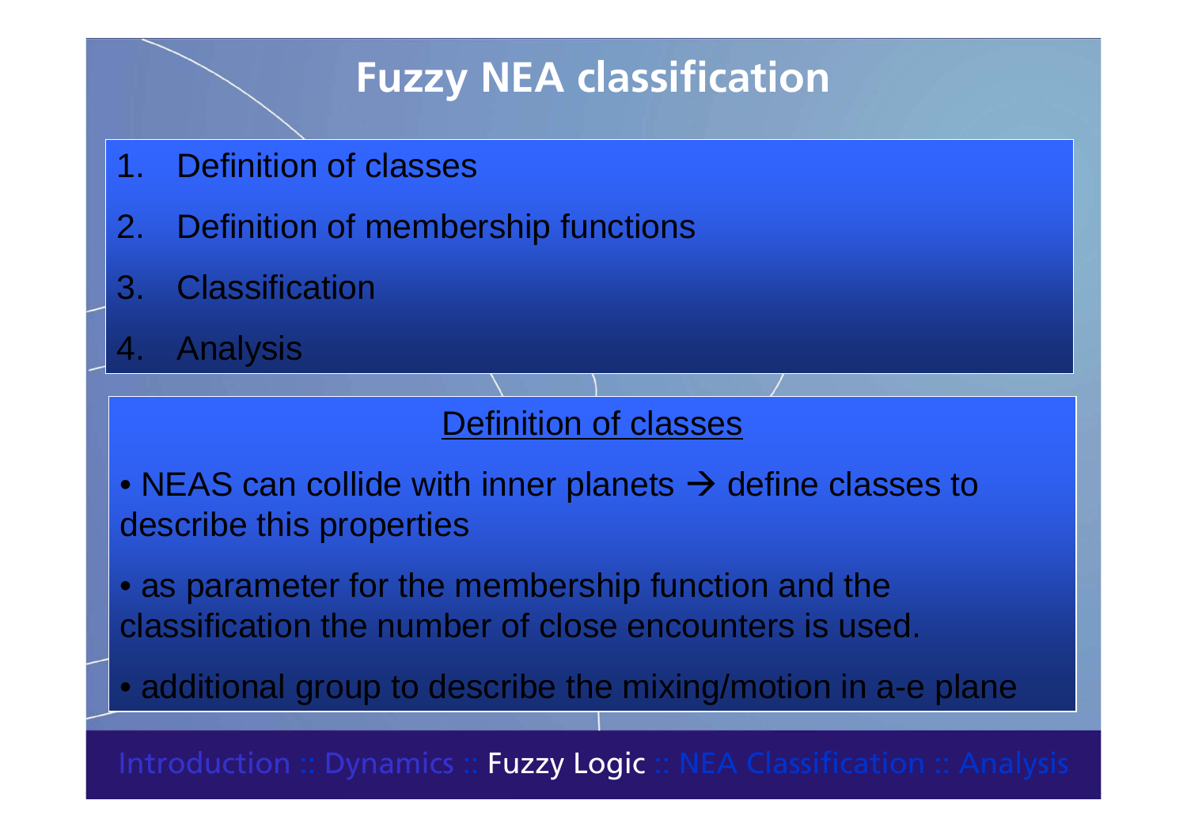# Fuzzy NEA classification

1. Definition of classes
2. Definition of membership functions
3. Classification
4. Analysis

## Definition of classes

- NEAS can collide with inner planets → define classes to describe this properties
- as parameter for the membership function and the classification the number of close encounters is used.
- additional group to describe the mixing/motion in a-e plane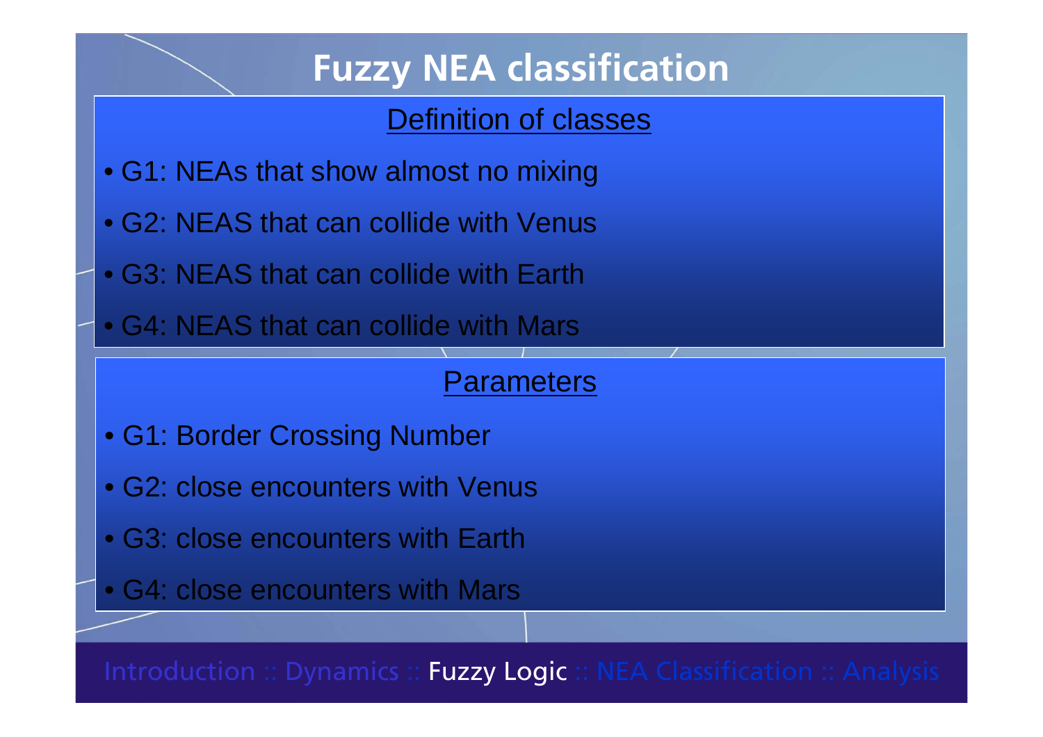# Fuzzy NEA classification

## Definition of classes

- G1: NEAs that show almost no mixing
- G2: NEAS that can collide with Venus
- G3: NEAS that can collide with Earth
- G4: NEAS that can collide with Mars

## Parameters

- G1: Border Crossing Number
- G2: close encounters with Venus
- G3: close encounters with Earth
- G4: close encounters with Mars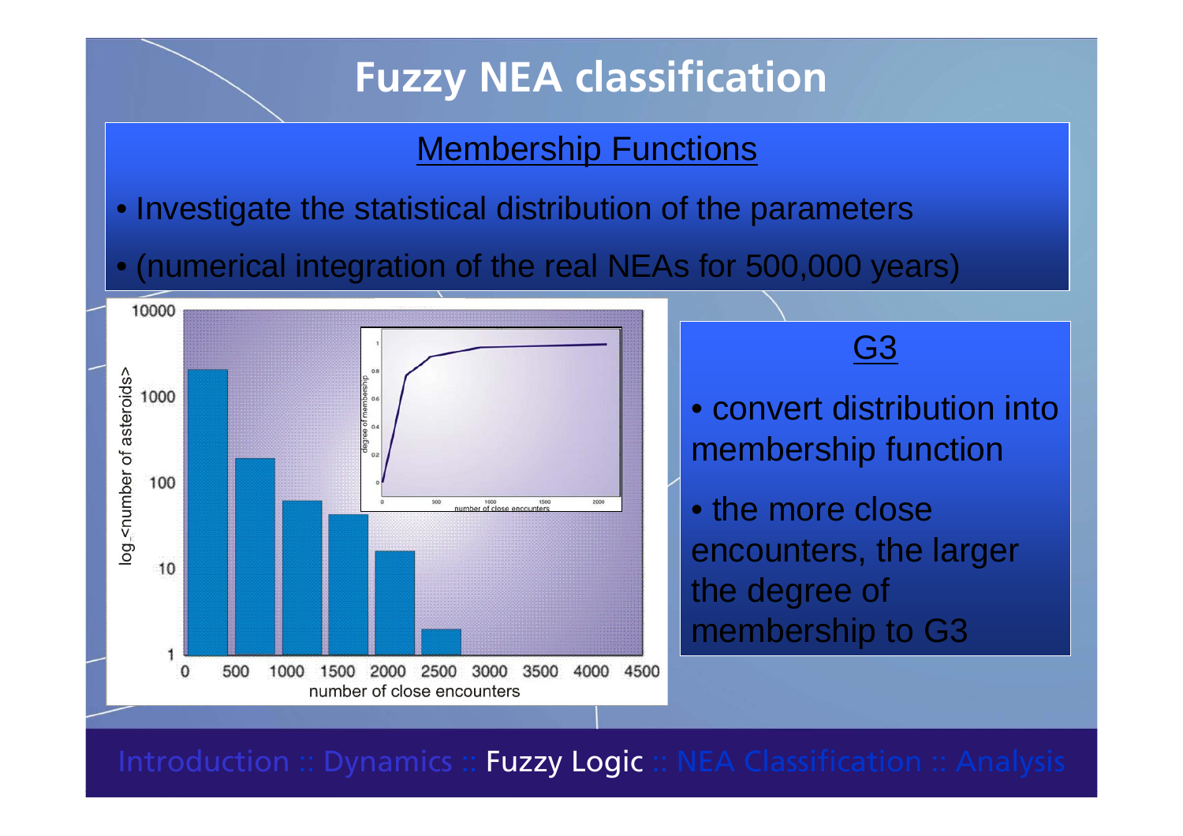# Fuzzy NEA classification

## Membership Functions

- Investigate the statistical distribution of the parameters
- (numerical integration of the real NEAs for 500,000 years)

### G3

- convert distribution into membership function
- the more close encounters, the larger the degree of membership to G3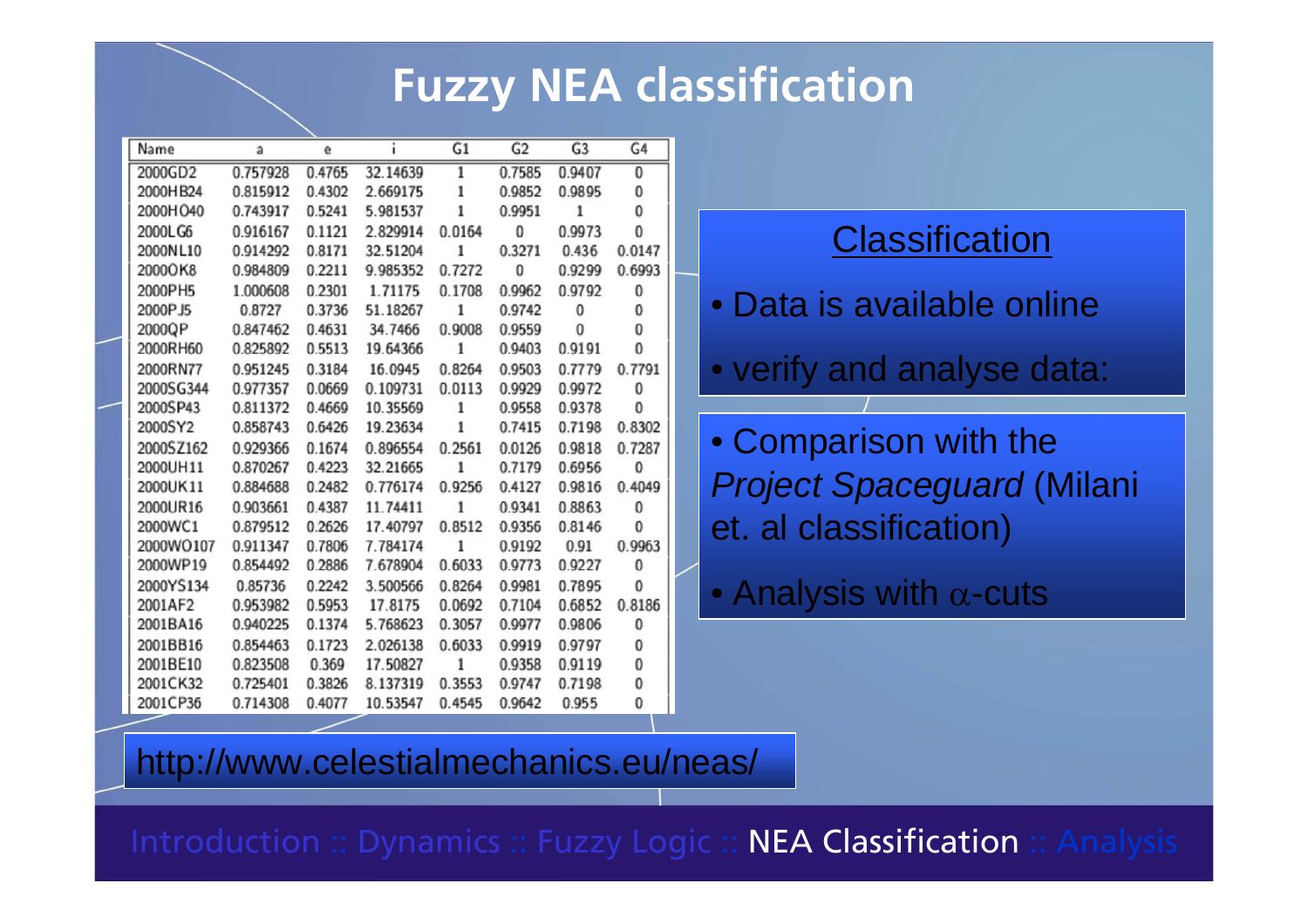# Fuzzy NEA classification

| Name | a | e | i | G1 | G2 | G3 | G4 |
|---|---|---|---|---|---|---|---|
| 2000GD2 | 0.757928 | 0.4765 | 32.14639 | 1 | 0.7585 | 0.9407 | 0 |
| 2000HB24 | 0.815912 | 0.4302 | 2.669175 | 1 | 0.9852 | 0.9895 | 0 |
| 2000HO40 | 0.743917 | 0.5241 | 5.981537 | 1 | 0.9951 | 1 | 0 |
| 2000LG6 | 0.916167 | 0.1121 | 2.829914 | 0.0164 | 0 | 0.9973 | 0 |
| 2000NL10 | 0.914292 | 0.8171 | 32.51204 | 1 | 0.3271 | 0.436 | 0.0147 |
| 2000OK8 | 0.984809 | 0.2211 | 9.985352 | 0.7272 | 0 | 0.9299 | 0.6993 |
| 2000PH5 | 1.000608 | 0.2301 | 1.71175 | 0.1708 | 0.9962 | 0.9792 | 0 |
| 2000PJ5 | 0.8727 | 0.3736 | 51.18267 | 1 | 0.9742 | 0 | 0 |
| 2000QP | 0.847462 | 0.4631 | 34.7466 | 0.9008 | 0.9559 | 0 | 0 |
| 2000RH60 | 0.825892 | 0.5513 | 19.64366 | 1 | 0.9403 | 0.9191 | 0 |
| 2000RN77 | 0.951245 | 0.3184 | 16.0945 | 0.8264 | 0.9503 | 0.7779 | 0.7791 |
| 2000SG344 | 0.977357 | 0.0669 | 0.109731 | 0.0113 | 0.9929 | 0.9972 | 0 |
| 2000SP43 | 0.811372 | 0.4669 | 10.35569 | 1 | 0.9558 | 0.9378 | 0 |
| 2000SY2 | 0.858743 | 0.6426 | 19.23634 | 1 | 0.7415 | 0.7198 | 0.8302 |
| 2000SZ162 | 0.929366 | 0.1674 | 0.896554 | 0.2561 | 0.0126 | 0.9818 | 0.7287 |
| 2000UH11 | 0.870267 | 0.4223 | 32.21665 | 1 | 0.7179 | 0.6956 | 0 |
| 2000UK11 | 0.884688 | 0.2482 | 0.776174 | 0.9256 | 0.4127 | 0.9816 | 0.4049 |
| 2000UR16 | 0.903661 | 0.4387 | 11.74411 | 1 | 0.9341 | 0.8863 | 0 |
| 2000WC1 | 0.879512 | 0.2626 | 17.40797 | 0.8512 | 0.9356 | 0.8146 | 0 |
| 2000WO107 | 0.911347 | 0.7806 | 7.784174 | 1 | 0.9192 | 0.91 | 0.9963 |
| 2000WP19 | 0.854492 | 0.2886 | 7.678904 | 0.6033 | 0.9773 | 0.9227 | 0 |
| 2000YS134 | 0.85736 | 0.2242 | 3.500566 | 0.8264 | 0.9981 | 0.7895 | 0 |
| 2001AF2 | 0.953982 | 0.5953 | 17.8175 | 0.0692 | 0.7104 | 0.6852 | 0.8186 |
| 2001BA16 | 0.940225 | 0.1374 | 5.768623 | 0.3057 | 0.9977 | 0.9806 | 0 |
| 2001BB16 | 0.854463 | 0.1723 | 2.026138 | 0.6033 | 0.9919 | 0.9797 | 0 |
| 2001BE10 | 0.823508 | 0.369 | 17.50827 | 1 | 0.9358 | 0.9119 | 0 |
| 2001CK32 | 0.725401 | 0.3826 | 8.137319 | 0.3553 | 0.9747 | 0.7198 | 0 |
| 2001CP36 | 0.714308 | 0.4077 | 10.53547 | 0.4545 | 0.9642 | 0.955 | 0 |

## Classification

- Data is available online
- verify and analyse data:
- Comparison with the *Project Spaceguard* (Milani et. al classification)
- Analysis with $\alpha$-cuts

http://www.celestialmechanics.eu/neas/

Introduction :: Dynamics :: Fuzzy Logic :: **NEA Classification** :: Analysis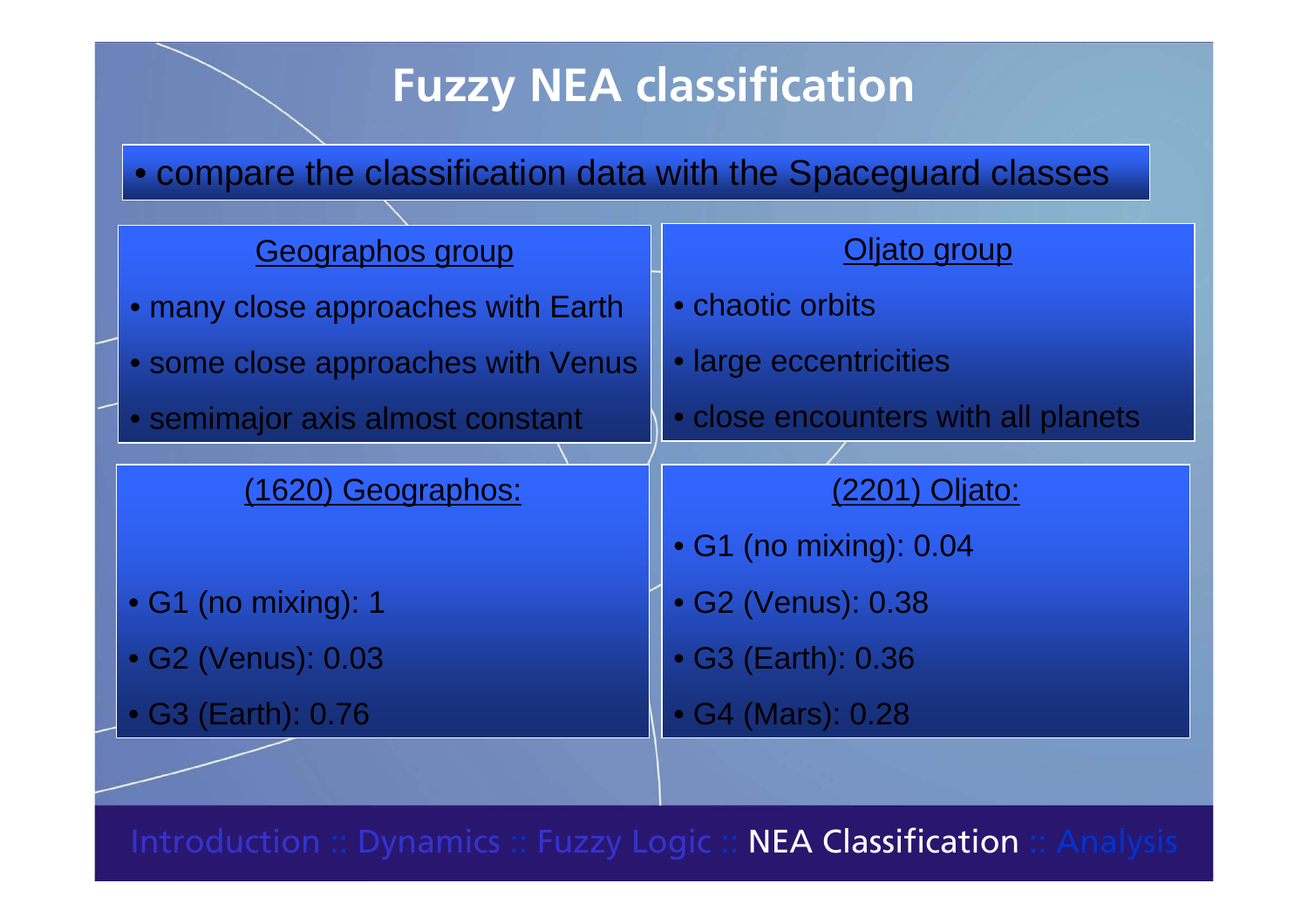# Fuzzy NEA classification

- compare the classification data with the Spaceguard classes

## Geographos group

- many close approaches with Earth
- some close approaches with Venus
- semimajor axis almost constant

## Oljato group

- chaotic orbits
- large eccentricities
- close encounters with all planets

## (1620) Geographos:

- G1 (no mixing): 1
- G2 (Venus): 0.03
- G3 (Earth): 0.76

## (2201) Oljato:

- G1 (no mixing): 0.04
- G2 (Venus): 0.38
- G3 (Earth): 0.36
- G4 (Mars): 0.28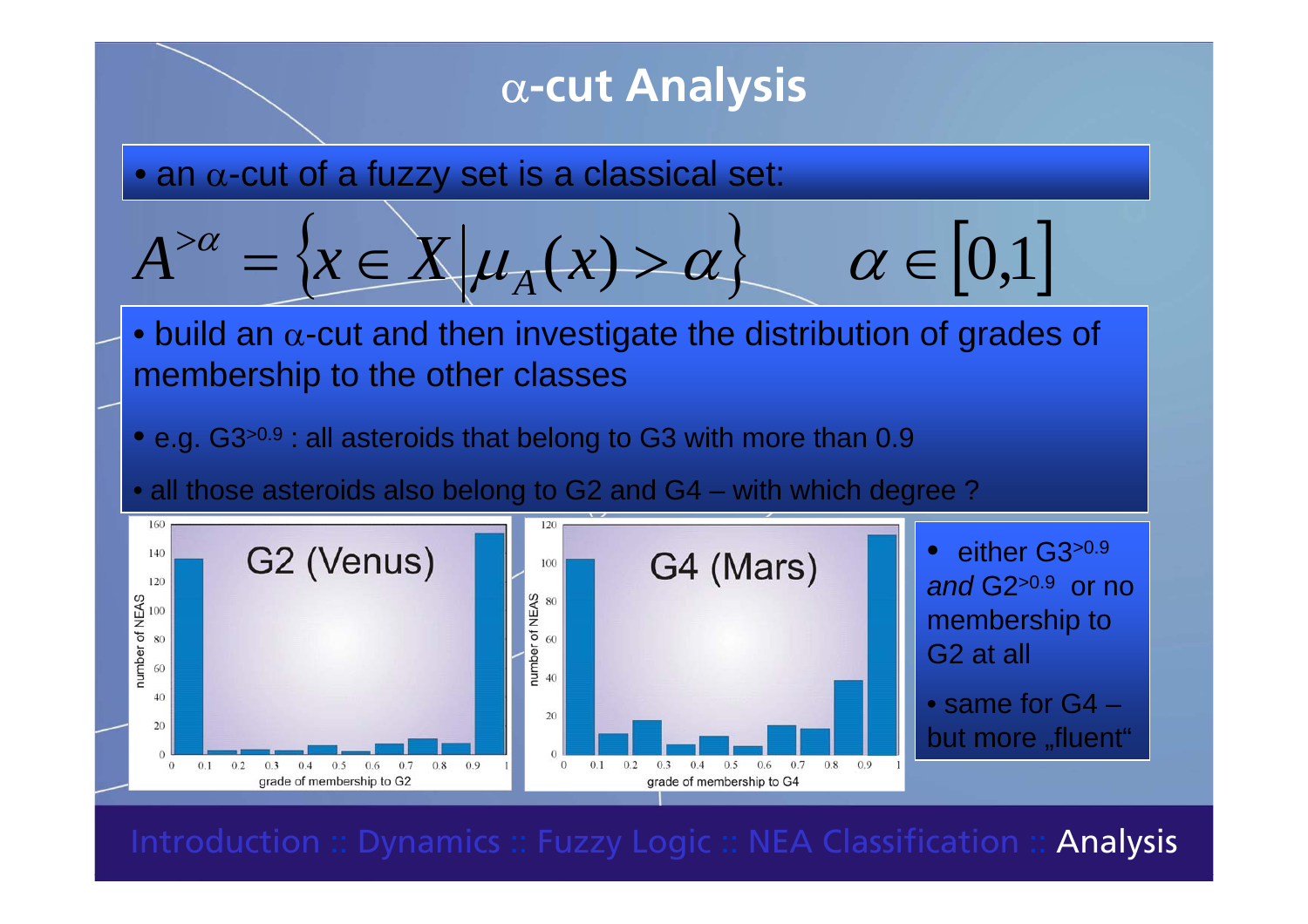# $\alpha$-cut Analysis

- an $\alpha$-cut of a fuzzy set is a classical set:

$$A^{>\alpha} = \{x \in X \mid \mu_A(x) > \alpha\} \qquad \alpha \in [0,1]$$

- build an $\alpha$-cut and then investigate the distribution of grades of membership to the other classes
  - e.g. $G3^{>0.9}$ : all asteroids that belong to G3 with more than 0.9
  - all those asteroids also belong to G2 and G4 – with which degree ?

G2 (Venus)

G4 (Mars)

- either $G3^{>0.9}$ *and* $G2^{>0.9}$ or no membership to G2 at all
- same for G4 – but more „fluent“

Introduction :: Dynamics :: Fuzzy Logic :: NEA Classification :: Analysis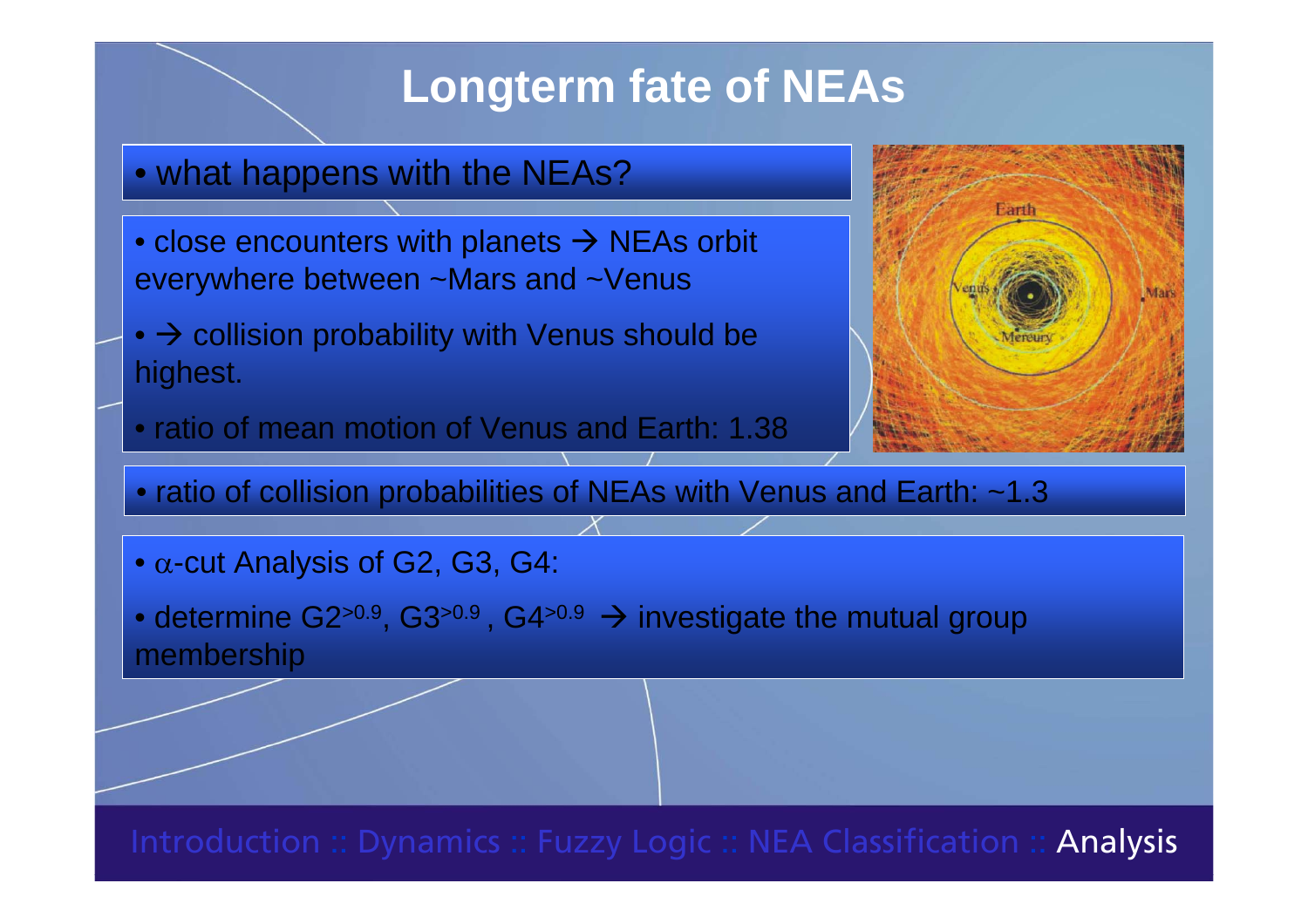# Longterm fate of NEAs

- what happens with the NEAs?

- close encounters with planets → NEAs orbit everywhere between ~Mars and ~Venus
- → collision probability with Venus should be highest.
- ratio of mean motion of Venus and Earth: 1.38

- ratio of collision probabilities of NEAs with Venus and Earth: ~1.3

- $\alpha$-cut Analysis of G2, G3, G4:
- determine $G2^{>0.9}$, $G3^{>0.9}$, $G4^{>0.9}$ → investigate the mutual group membership

Introduction :: Dynamics :: Fuzzy Logic :: NEA Classification :: Analysis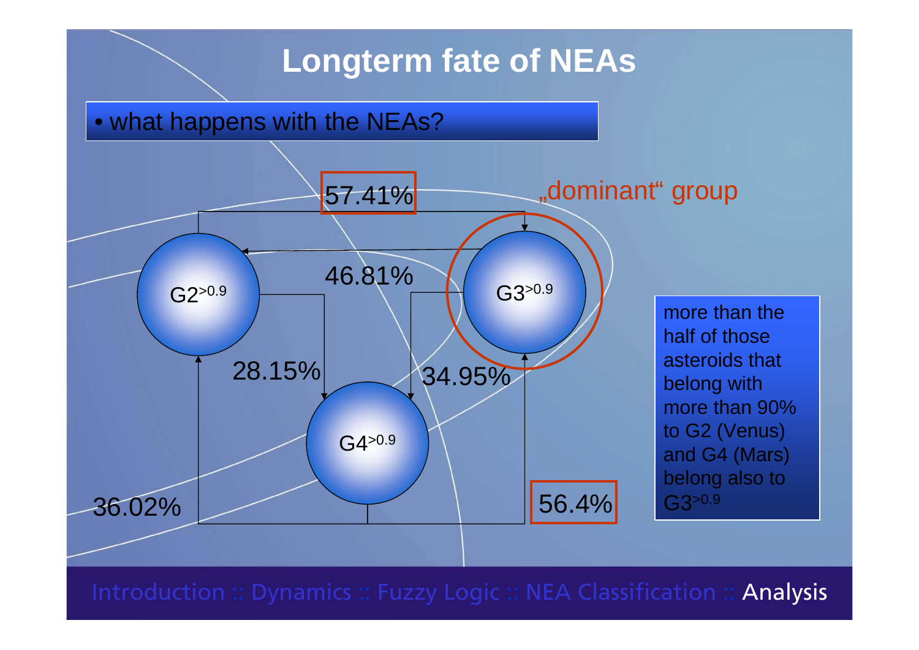# Longterm fate of NEAs

- what happens with the NEAs?

„dominant“ group

$G2^{>0.9}$

$G3^{>0.9}$

$G4^{>0.9}$

57.41%

46.81%

28.15%

34.95%

36.02%

56.4%

more than the half of those asteroids that belong with more than 90% to G2 (Venus) and G4 (Mars) belong also to $G3^{>0.9}$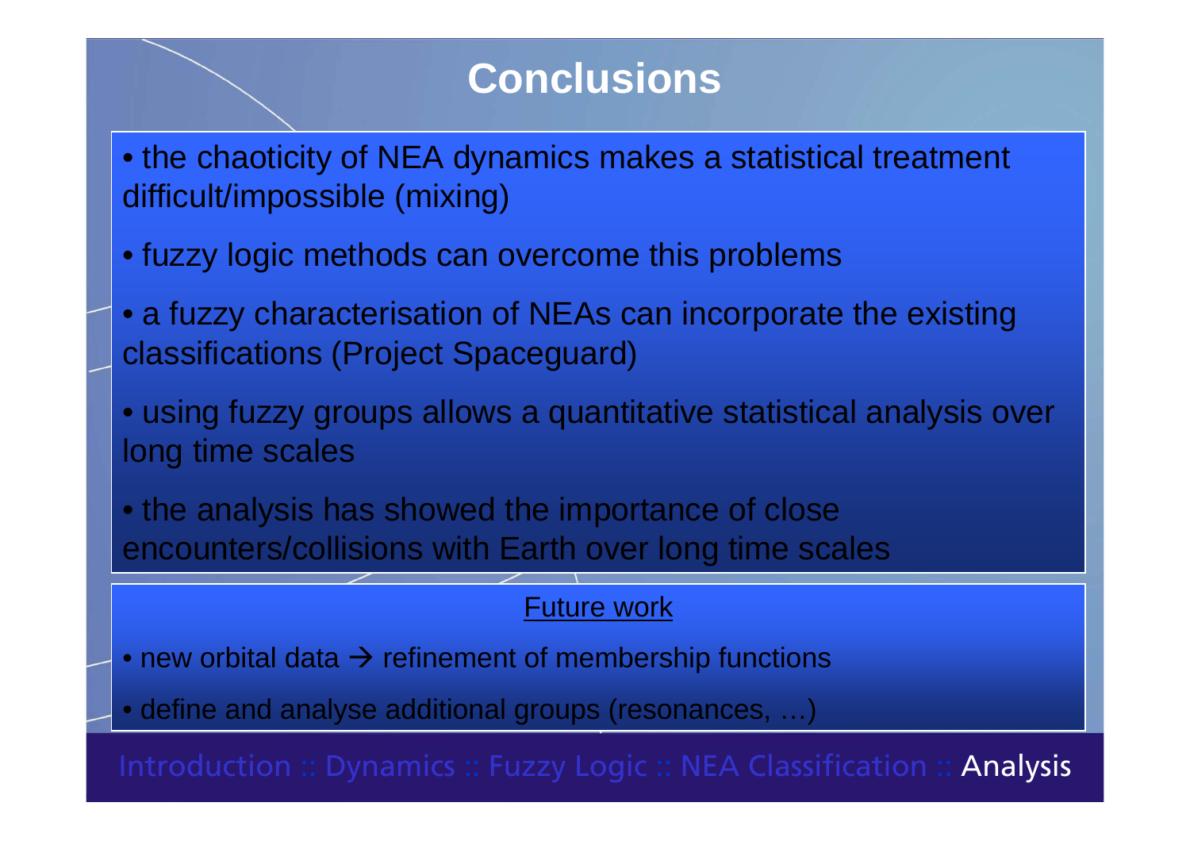# Conclusions

- the chaoticity of NEA dynamics makes a statistical treatment difficult/impossible (mixing)
- fuzzy logic methods can overcome this problems
- a fuzzy characterisation of NEAs can incorporate the existing classifications (Project Spaceguard)
- using fuzzy groups allows a quantitative statistical analysis over long time scales
- the analysis has showed the importance of close encounters/collisions with Earth over long time scales

## Future work

- new orbital data → refinement of membership functions
- define and analyse additional groups (resonances, …)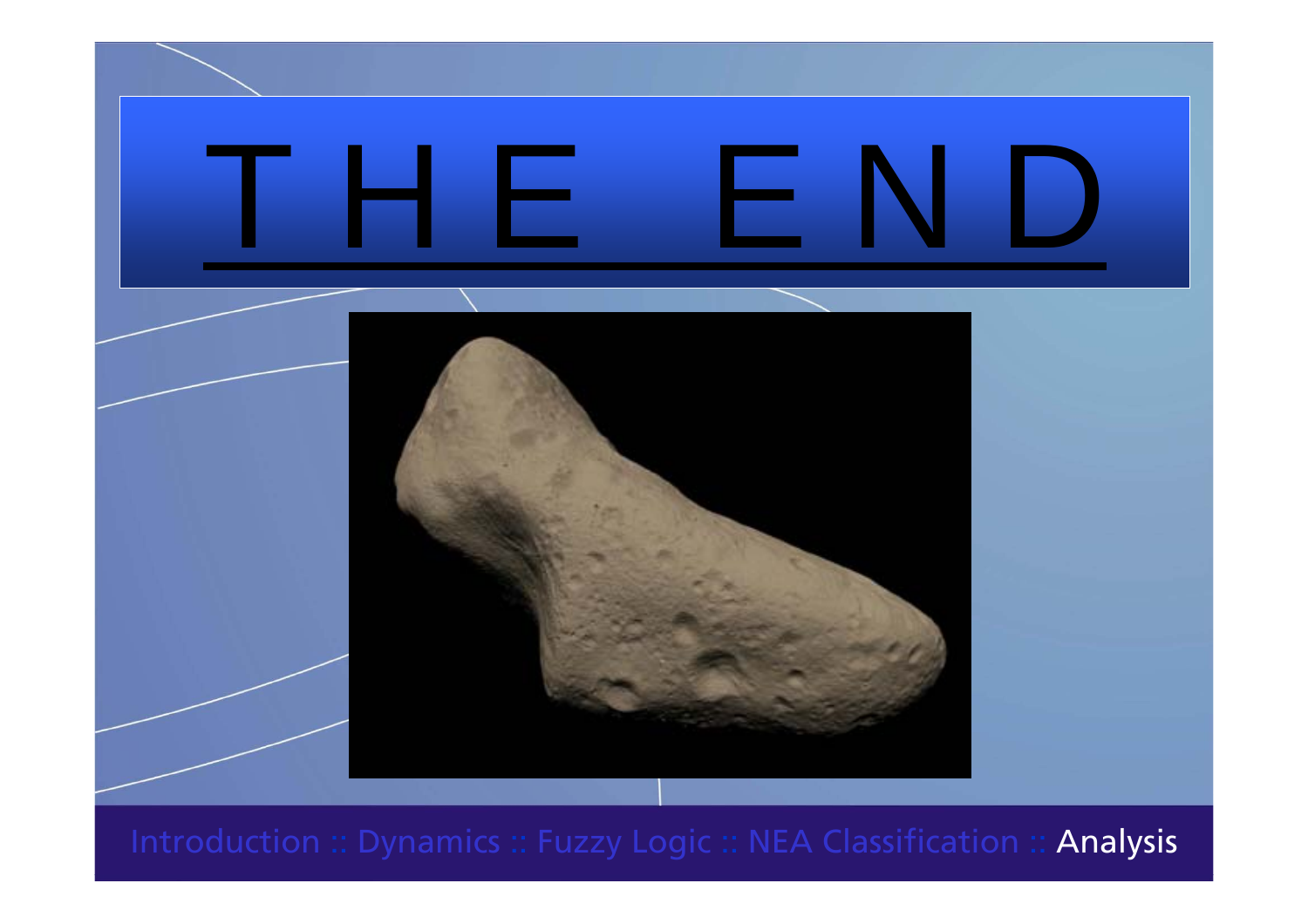# THE END

Introduction :: Dynamics :: Fuzzy Logic :: NEA Classification :: Analysis